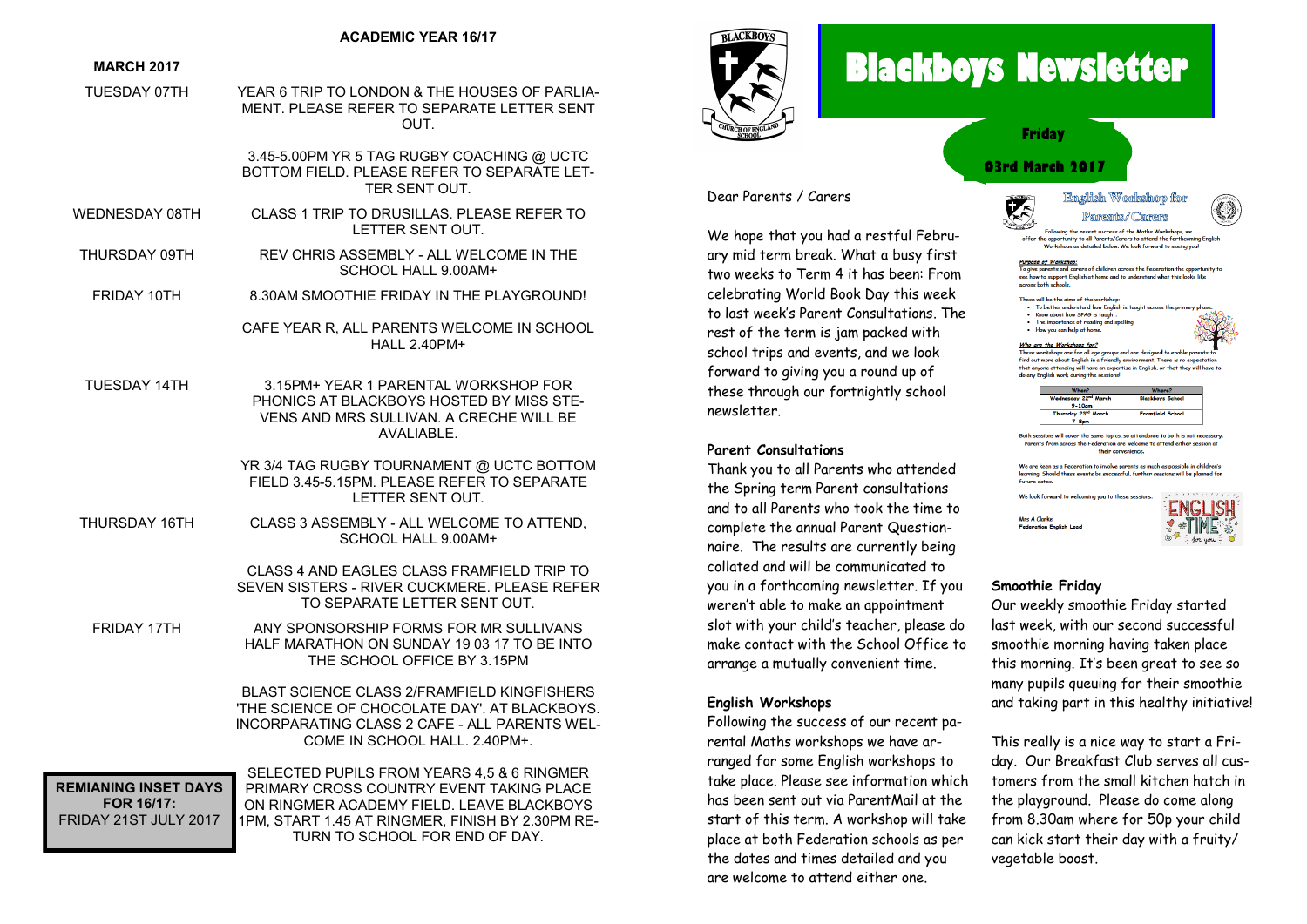## ACADEMIC YEAR 16/17

### MARCH 2017

| | |
|---|---|
| TUESDAY 07TH | YEAR 6 TRIP TO LONDON & THE HOUSES OF PARLIAMENT. PLEASE REFER TO SEPARATE LETTER SENT OUT. |
| | 3.45-5.00PM YR 5 TAG RUGBY COACHING @ UCTC BOTTOM FIELD. PLEASE REFER TO SEPARATE LETTER SENT OUT. |
| WEDNESDAY 08TH | CLASS 1 TRIP TO DRUSILLAS. PLEASE REFER TO LETTER SENT OUT. |
| THURSDAY 09TH | REV CHRIS ASSEMBLY - ALL WELCOME IN THE SCHOOL HALL 9.00AM+ |
| FRIDAY 10TH | 8.30AM SMOOTHIE FRIDAY IN THE PLAYGROUND! |
| | CAFE YEAR R, ALL PARENTS WELCOME IN SCHOOL HALL 2.40PM+ |
| TUESDAY 14TH | 3.15PM+ YEAR 1 PARENTAL WORKSHOP FOR PHONICS AT BLACKBOYS HOSTED BY MISS STEVENS AND MRS SULLIVAN. A CRECHE WILL BE AVALIABLE. |
| | YR 3/4 TAG RUGBY TOURNAMENT @ UCTC BOTTOM FIELD 3.45-5.15PM. PLEASE REFER TO SEPARATE LETTER SENT OUT. |
| THURSDAY 16TH | CLASS 3 ASSEMBLY - ALL WELCOME TO ATTEND, SCHOOL HALL 9.00AM+ |
| | CLASS 4 AND EAGLES CLASS FRAMFIELD TRIP TO SEVEN SISTERS - RIVER CUCKMERE. PLEASE REFER TO SEPARATE LETTER SENT OUT. |
| FRIDAY 17TH | ANY SPONSORSHIP FORMS FOR MR SULLIVANS HALF MARATHON ON SUNDAY 19 03 17 TO BE INTO THE SCHOOL OFFICE BY 3.15PM |
| | BLAST SCIENCE CLASS 2/FRAMFIELD KINGFISHERS 'THE SCIENCE OF CHOCOLATE DAY'. AT BLACKBOYS. INCORPARATING CLASS 2 CAFE - ALL PARENTS WELCOME IN SCHOOL HALL. 2.40PM+. |
| | SELECTED PUPILS FROM YEARS 4,5 & 6 RINGMER PRIMARY CROSS COUNTRY EVENT TAKING PLACE ON RINGMER ACADEMY FIELD. LEAVE BLACKBOYS 1PM, START 1.45 AT RINGMER, FINISH BY 2.30PM RETURN TO SCHOOL FOR END OF DAY. |

**REMIANING INSET DAYS FOR 16/17:**
FRIDAY 21ST JULY 2017

# Blackboys Newsletter

**Friday**

**03rd March 2017**

Dear Parents / Carers

We hope that you had a restful February mid term break. What a busy first two weeks to Term 4 it has been: From celebrating World Book Day this week to last week's Parent Consultations. The rest of the term is jam packed with school trips and events, and we look forward to giving you a round up of these through our fortnightly school newsletter.

### Parent Consultations

Thank you to all Parents who attended the Spring term Parent consultations and to all Parents who took the time to complete the annual Parent Questionnaire. The results are currently being collated and will be communicated to you in a forthcoming newsletter. If you weren't able to make an appointment slot with your child's teacher, please do make contact with the School Office to arrange a mutually convenient time.

### English Workshops

Following the success of our recent parental Maths workshops we have arranged for some English workshops to take place. Please see information which has been sent out via ParentMail at the start of this term. A workshop will take place at both Federation schools as per the dates and times detailed and you are welcome to attend either one.

### English Workshop for Parents/Carers

Following the recent success of the Maths Workshops, we offer the opportunity to all Parents/Carers to attend the forthcoming English Workshops as detailed below. We look forward to seeing you!

***Purpose of Workshop:***
To give parents and carers of children across the Federation the opportunity to see how to support English at home and to understand what this looks like across both schools.

These will be the aims of the workshop:
- To better understand how English is taught across the primary phase.
- Know about how SPAG is taught.
- The importance of reading and spelling.
- How you can help at home.

***Who are the Workshops for?***
These workshops are for all age groups and are designed to enable parents to find out more about English in a friendly environment. There is no expectation that anyone attending will have an expertise in English, or that they will have to do any English work during the sessions!

| When? | Where? |
|---|---|
| Wednesday 22nd March 9-10am | Blackboys School |
| Thursday 23rd March 7-8pm | Framfield School |

Both sessions will cover the same topics, so attendance to both is not necessary. Parents from across the Federation are welcome to attend either session at their convenience.

We are keen as a Federation to involve parents as much as possible in children's learning. Should these events be successful, further sessions will be planned for future dates.

We look forward to welcoming you to these sessions.

Mrs A Clarke
Federation English Lead

### Smoothie Friday

Our weekly smoothie Friday started last week, with our second successful smoothie morning having taken place this morning. It's been great to see so many pupils queuing for their smoothie and taking part in this healthy initiative!

This really is a nice way to start a Friday. Our Breakfast Club serves all customers from the small kitchen hatch in the playground. Please do come along from 8.30am where for 50p your child can kick start their day with a fruity/vegetable boost.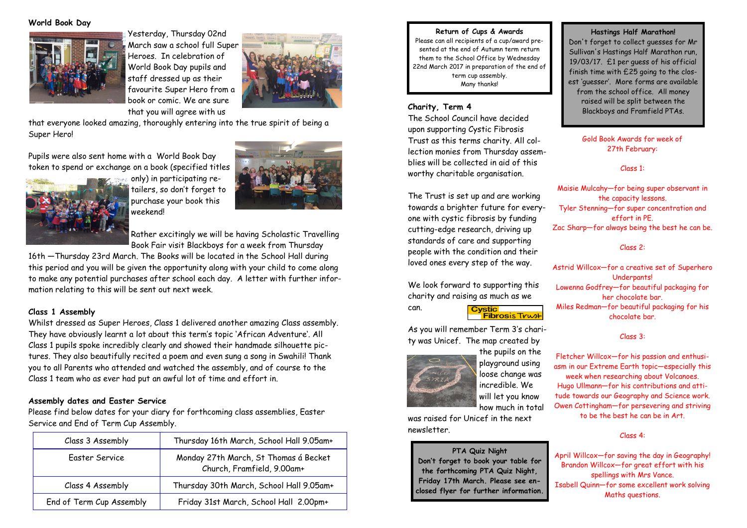## World Book Day

Yesterday, Thursday 02nd March saw a school full Super Heroes. In celebration of World Book Day pupils and staff dressed up as their favourite Super Hero from a book or comic. We are sure that you will agree with us that everyone looked amazing, thoroughly entering into the true spirit of being a Super Hero!

Pupils were also sent home with a World Book Day token to spend or exchange on a book (specified titles only) in participating retailers, so don't forget to purchase your book this weekend!

Rather excitingly we will be having Scholastic Travelling Book Fair visit Blackboys for a week from Thursday 16th —Thursday 23rd March. The Books will be located in the School Hall during this period and you will be given the opportunity along with your child to come along to make any potential purchases after school each day. A letter with further information relating to this will be sent out next week.

### Class 1 Assembly

Whilst dressed as Super Heroes, Class 1 delivered another amazing Class assembly. They have obviously learnt a lot about this term's topic 'African Adventure'. All Class 1 pupils spoke incredibly clearly and showed their handmade silhouette pictures. They also beautifully recited a poem and even sung a song in Swahili! Thank you to all Parents who attended and watched the assembly, and of course to the Class 1 team who as ever had put an awful lot of time and effort in.

### Assembly dates and Easter Service

Please find below dates for your diary for forthcoming class assemblies, Easter Service and End of Term Cup Assembly.

| | |
|---|---|
| Class 3 Assembly | Thursday 16th March, School Hall 9.05am+ |
| Easter Service | Monday 27th March, St Thomas á Becket Church, Framfield, 9.00am+ |
| Class 4 Assembly | Thursday 30th March, School Hall 9.05am+ |
| End of Term Cup Assembly | Friday 31st March, School Hall 2.00pm+ |

**Return of Cups & Awards**

Please can all recipients of a cup/award presented at the end of Autumn term return them to the School Office by Wednesday 22nd March 2017 in preparation of the end of term cup assembly.

Many thanks!

### Charity, Term 4

The School Council have decided upon supporting Cystic Fibrosis Trust as this terms charity. All collection monies from Thursday assemblies will be collected in aid of this worthy charitable organisation.

The Trust is set up and are working towards a brighter future for everyone with cystic fibrosis by funding cutting-edge research, driving up standards of care and supporting people with the condition and their loved ones every step of the way.

We look forward to supporting this charity and raising as much as we can.

As you will remember Term 3's charity was Unicef. The map created by the pupils on the playground using loose change was incredible. We will let you know how much in total was raised for Unicef in the next newsletter.

**PTA Quiz Night**

**Don't forget to book your table for the forthcoming PTA Quiz Night, Friday 17th March. Please see enclosed flyer for further information.**

**Hastings Half Marathon!**

Don't forget to collect guesses for Mr Sullivan's Hastings Half Marathon run, 19/03/17. £1 per guess of his official finish time with £25 going to the closest 'guesser'. More forms are available from the school office. All money raised will be split between the Blackboys and Framfield PTAs.

Gold Book Awards for week of 27th February:

Class 1:

Maisie Mulcahy—for being super observant in the capacity lessons.
Tyler Stenning—for super concentration and effort in PE.
Zac Sharp—for always being the best he can be.

Class 2:

Astrid Willcox—for a creative set of Superhero Underpants!
Lowenna Godfrey—for beautiful packaging for her chocolate bar.
Miles Redman—for beautiful packaging for his chocolate bar.

Class 3:

Fletcher Willcox—for his passion and enthusiasm in our Extreme Earth topic—especially this week when researching about Volcanoes.
Hugo Ullmann—for his contributions and attitude towards our Geography and Science work.
Owen Cottingham—for persevering and striving to be the best he can be in Art.

Class 4:

April Willcox—for saving the day in Geography!
Brandon Willcox—for great effort with his spellings with Mrs Vance.
Isabell Quinn—for some excellent work solving Maths questions.